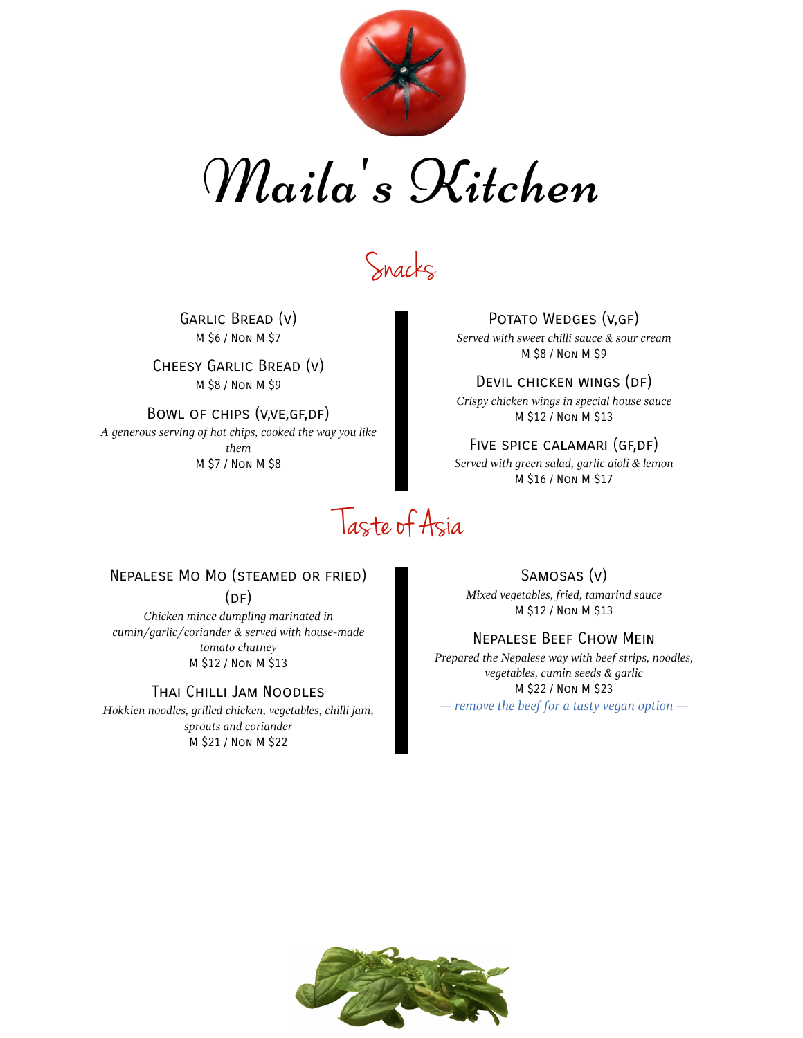# Maila's Kitchen

## Snacks

### Garlic Bread (V)
M $6 / Non M $7

### Cheesy Garlic Bread (V)
M $8 / Non M $9

### Bowl of Chips (V,VE,GF,DF)
*A generous serving of hot chips, cooked the way you like them*
M $7 / Non M $8

### Potato Wedges (V,GF)
*Served with sweet chilli sauce & sour cream*
M $8 / Non M $9

### Devil chicken wings (DF)
*Crispy chicken wings in special house sauce*
M $12 / Non M $13

### Five spice calamari (GF,DF)
*Served with green salad, garlic aioli & lemon*
M $16 / Non M $17

## Taste of Asia

### Nepalese Mo Mo (steamed or fried) (DF)
*Chicken mince dumpling marinated in cumin/garlic/coriander & served with house-made tomato chutney*
M $12 / Non M $13

### Thai Chilli Jam Noodles
*Hokkien noodles, grilled chicken, vegetables, chilli jam, sprouts and coriander*
M $21 / Non M $22

### Samosas (V)
*Mixed vegetables, fried, tamarind sauce*
M $12 / Non M $13

### Nepalese Beef Chow Mein
*Prepared the Nepalese way with beef strips, noodles, vegetables, cumin seeds & garlic*
M $22 / Non M $23
*— remove the beef for a tasty vegan option —*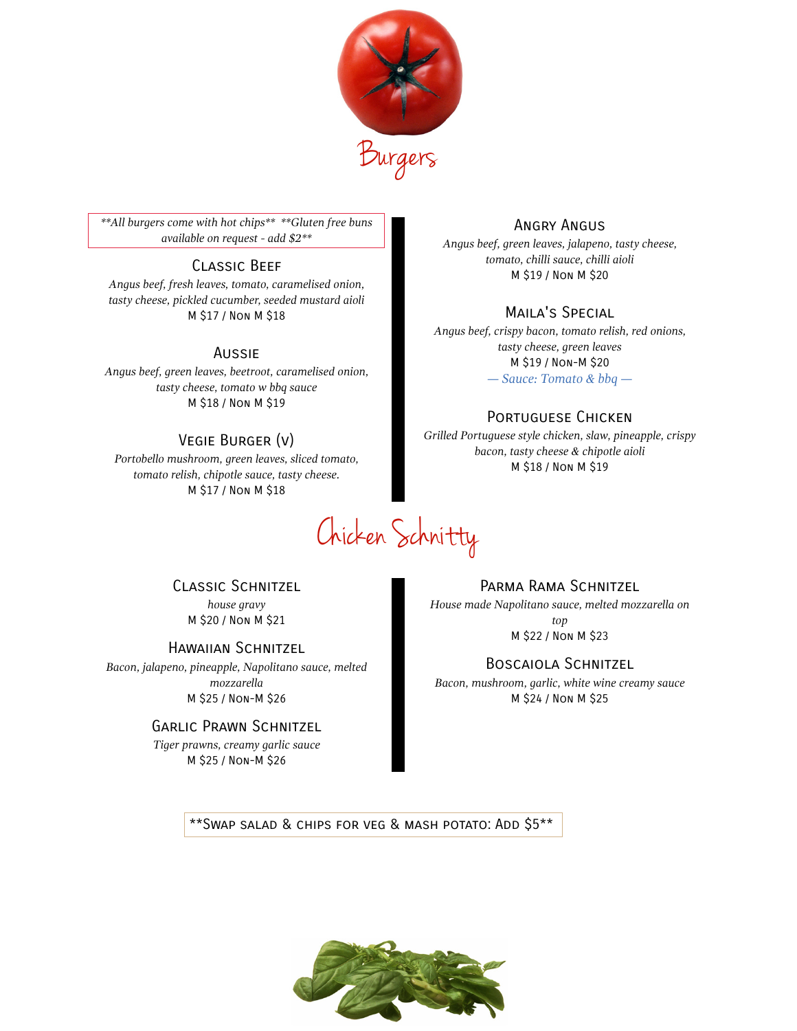# Burgers

*\*\*All burgers come with hot chips\*\*  \*\*Gluten free buns available on request - add $2\*\**

### Classic Beef

*Angus beef, fresh leaves, tomato, caramelised onion, tasty cheese, pickled cucumber, seeded mustard aioli*

M $17 / Non M $18

### Aussie

*Angus beef, green leaves, beetroot, caramelised onion, tasty cheese, tomato w bbq sauce*

M $18 / Non M $19

### Vegie Burger (v)

*Portobello mushroom, green leaves, sliced tomato, tomato relish, chipotle sauce, tasty cheese.*

M $17 / Non M $18

### Angry Angus

*Angus beef, green leaves, jalapeno, tasty cheese, tomato, chilli sauce, chilli aioli*

M $19 / Non M $20

### Maila's Special

*Angus beef, crispy bacon, tomato relish, red onions, tasty cheese, green leaves*

M $19 / Non-M $20

*— Sauce: Tomato & bbq —*

### Portuguese Chicken

*Grilled Portuguese style chicken, slaw, pineapple, crispy bacon, tasty cheese & chipotle aioli*

M $18 / Non M $19

# Chicken Schnitty

### Classic Schnitzel

*house gravy*

M $20 / Non M $21

### Hawaiian Schnitzel

*Bacon, jalapeno, pineapple, Napolitano sauce, melted mozzarella*

M $25 / Non-M $26

### Garlic Prawn Schnitzel

*Tiger prawns, creamy garlic sauce*

M $25 / Non-M $26

### Parma Rama Schnitzel

*House made Napolitano sauce, melted mozzarella on top*

M $22 / Non M $23

### Boscaiola Schnitzel

*Bacon, mushroom, garlic, white wine creamy sauce*

M $24 / Non M $25

**Swap salad & chips for veg & mash potato: Add $5**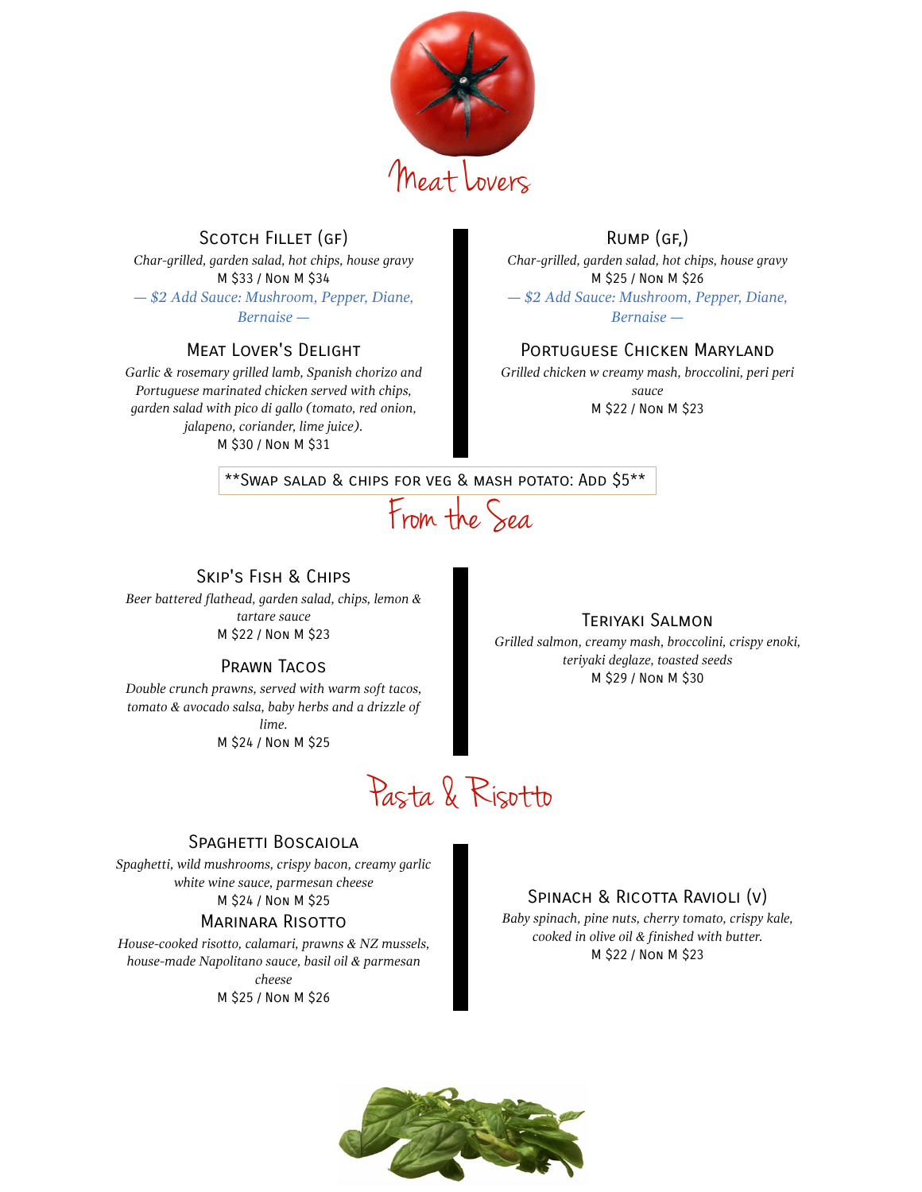## Meat Lovers

### Scotch Fillet (GF)

*Char-grilled, garden salad, hot chips, house gravy*

M $33 / Non M $34

*— $2 Add Sauce: Mushroom, Pepper, Diane, Bernaise —*

### Meat Lover's Delight

*Garlic & rosemary grilled lamb, Spanish chorizo and Portuguese marinated chicken served with chips, garden salad with pico di gallo (tomato, red onion, jalapeno, coriander, lime juice).*

M $30 / Non M $31

### Rump (GF,)

*Char-grilled, garden salad, hot chips, house gravy*

M $25 / Non M $26

*— $2 Add Sauce: Mushroom, Pepper, Diane, Bernaise —*

### Portuguese Chicken Maryland

*Grilled chicken w creamy mash, broccolini, peri peri sauce*

M $22 / Non M $23

**Swap salad & chips for veg & mash potato: Add $5**

## From the Sea

### Skip's Fish & Chips

*Beer battered flathead, garden salad, chips, lemon & tartare sauce*

M $22 / Non M $23

### Prawn Tacos

*Double crunch prawns, served with warm soft tacos, tomato & avocado salsa, baby herbs and a drizzle of lime.*

M $24 / Non M $25

### Teriyaki Salmon

*Grilled salmon, creamy mash, broccolini, crispy enoki, teriyaki deglaze, toasted seeds*

M $29 / Non M $30

## Pasta & Risotto

### Spaghetti Boscaiola

*Spaghetti, wild mushrooms, crispy bacon, creamy garlic white wine sauce, parmesan cheese*

M $24 / Non M $25

### Marinara Risotto

*House-cooked risotto, calamari, prawns & NZ mussels, house-made Napolitano sauce, basil oil & parmesan cheese*

M $25 / Non M $26

### Spinach & Ricotta Ravioli (V)

*Baby spinach, pine nuts, cherry tomato, crispy kale, cooked in olive oil & finished with butter.*

M $22 / Non M $23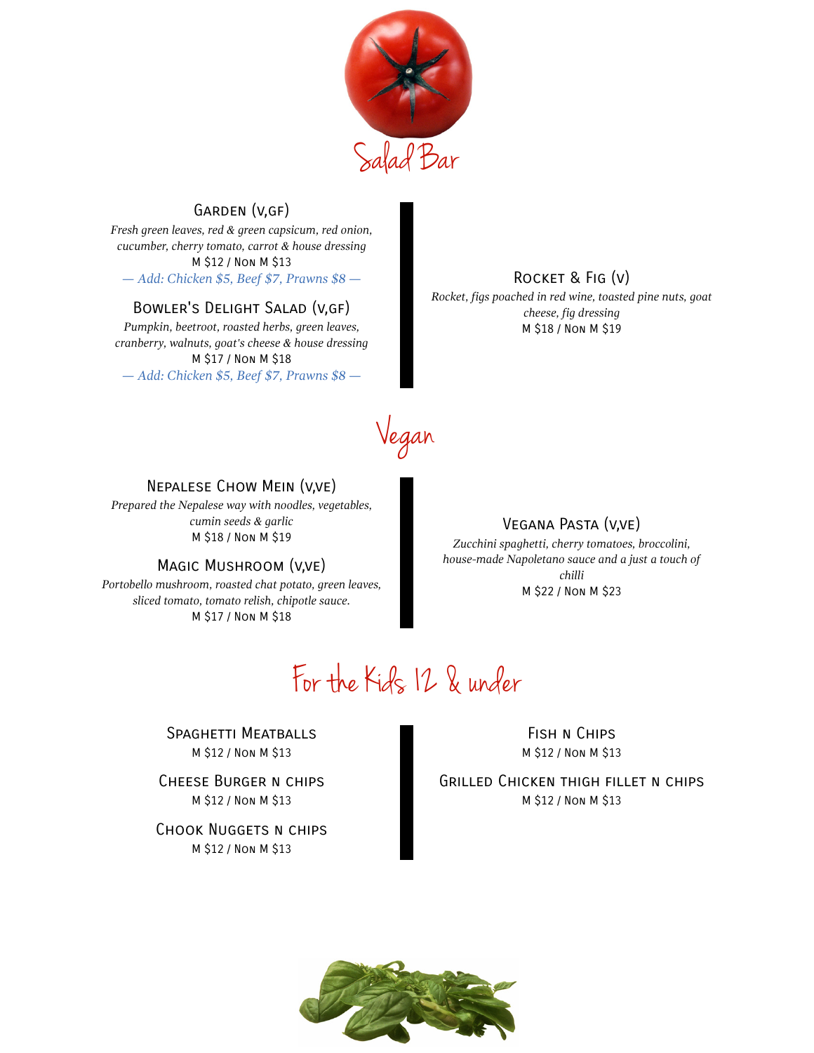# Salad Bar

### Garden (v,gf)

*Fresh green leaves, red & green capsicum, red onion, cucumber, cherry tomato, carrot & house dressing*

M $12 / Non M $13

*— Add: Chicken $5, Beef $7, Prawns $8 —*

### Bowler's Delight Salad (v,gf)

*Pumpkin, beetroot, roasted herbs, green leaves, cranberry, walnuts, goat's cheese & house dressing*

M $17 / Non M $18

*— Add: Chicken $5, Beef $7, Prawns $8 —*

### Rocket & Fig (v)

*Rocket, figs poached in red wine, toasted pine nuts, goat cheese, fig dressing*

M $18 / Non M $19

# Vegan

### Nepalese Chow Mein (v,ve)

*Prepared the Nepalese way with noodles, vegetables, cumin seeds & garlic*

M $18 / Non M $19

### Magic Mushroom (v,ve)

*Portobello mushroom, roasted chat potato, green leaves, sliced tomato, tomato relish, chipotle sauce.*

M $17 / Non M $18

### Vegana Pasta (v,ve)

*Zucchini spaghetti, cherry tomatoes, broccolini, house-made Napoletano sauce and a just a touch of chilli*

M $22 / Non M $23

# For the Kids 12 & under

### Spaghetti Meatballs

M $12 / Non M $13

### Cheese Burger n chips

M $12 / Non M $13

### Chook Nuggets n chips

M $12 / Non M $13

### Fish n Chips

M $12 / Non M $13

### Grilled Chicken thigh fillet n chips

M $12 / Non M $13